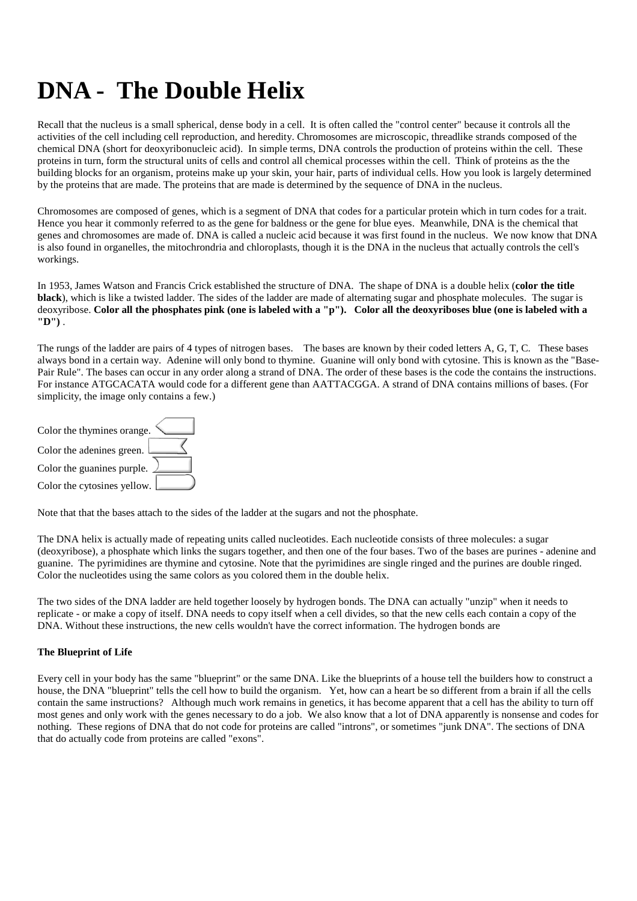# DNA - The Double Helix

Recall that the nucleus is a small spherical, dense body in a cell. It is often called the "control center" because it controls all the activities of the cell including cell reproduction, and heredity. Chromosomes are microscopic, threadlike strands composed of the chemical DNA (short for deoxyribonucleic acid). In simple terms, DNA controls the production of proteins within the cell. These proteins in turn, form the structural units of cells and control all chemical processes within the cell. Think of proteins as the the building blocks for an organism, proteins make up your skin, your hair, parts of individual cells. How you look is largely determined by the proteins that are made. The proteins that are made is determined by the sequence of DNA in the nucleus.

Chromosomes are composed of genes, which is a segment of DNA that codes for a particular protein which in turn codes for a trait. Hence you hear it commonly referred to as the gene for baldness or the gene for blue eyes. Meanwhile, DNA is the chemical that genes and chromosomes are made of. DNA is called a nucleic acid because it was first found in the nucleus. We now know that DNA is also found in organelles, the mitochrondria and chloroplasts, though it is the DNA in the nucleus that actually controls the cell's workings.

In 1953, James Watson and Francis Crick established the structure of DNA. The shape of DNA is a double helix (**color the title black**), which is like a twisted ladder. The sides of the ladder are made of alternating sugar and phosphate molecules. The sugar is deoxyribose. **Color all the phosphates pink (one is labeled with a "p"). Color all the deoxyriboses blue (one is labeled with a "D")** .

The rungs of the ladder are pairs of 4 types of nitrogen bases. The bases are known by their coded letters A, G, T, C. These bases always bond in a certain way. Adenine will only bond to thymine. Guanine will only bond with cytosine. This is known as the "Base-Pair Rule". The bases can occur in any order along a strand of DNA. The order of these bases is the code the contains the instructions. For instance ATGCACATA would code for a different gene than AATTACGGA. A strand of DNA contains millions of bases. (For simplicity, the image only contains a few.)

Color the thymines orange.

Color the adenines green.

Color the guanines purple.

Color the cytosines yellow.

Note that that the bases attach to the sides of the ladder at the sugars and not the phosphate.

The DNA helix is actually made of repeating units called nucleotides. Each nucleotide consists of three molecules: a sugar (deoxyribose), a phosphate which links the sugars together, and then one of the four bases. Two of the bases are purines - adenine and guanine. The pyrimidines are thymine and cytosine. Note that the pyrimidines are single ringed and the purines are double ringed. Color the nucleotides using the same colors as you colored them in the double helix.

The two sides of the DNA ladder are held together loosely by hydrogen bonds. The DNA can actually "unzip" when it needs to replicate - or make a copy of itself. DNA needs to copy itself when a cell divides, so that the new cells each contain a copy of the DNA. Without these instructions, the new cells wouldn't have the correct information. The hydrogen bonds are

**The Blueprint of Life**

Every cell in your body has the same "blueprint" or the same DNA. Like the blueprints of a house tell the builders how to construct a house, the DNA "blueprint" tells the cell how to build the organism. Yet, how can a heart be so different from a brain if all the cells contain the same instructions? Although much work remains in genetics, it has become apparent that a cell has the ability to turn off most genes and only work with the genes necessary to do a job. We also know that a lot of DNA apparently is nonsense and codes for nothing. These regions of DNA that do not code for proteins are called "introns", or sometimes "junk DNA". The sections of DNA that do actually code from proteins are called "exons".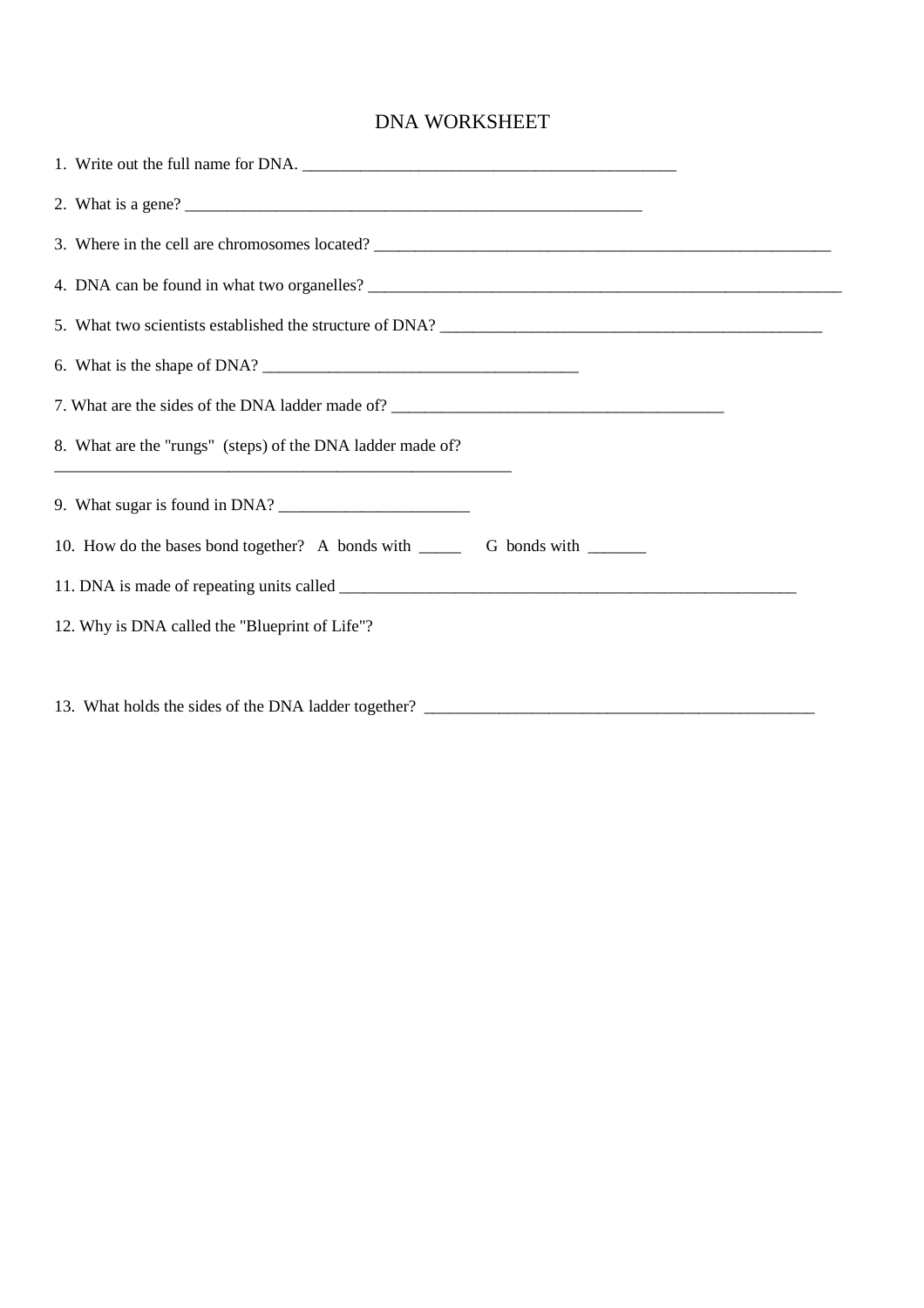# DNA WORKSHEET

1. Write out the full name for DNA. ______________________________________________

2. What is a gene? _________________________________________________________

3. Where in the cell are chromosomes located? ________________________________________________________

4. DNA can be found in what two organelles? __________________________________________________________

5. What two scientists established the structure of DNA? _______________________________________________

6. What is the shape of DNA? _______________________________________

7. What are the sides of the DNA ladder made of? ________________________________________

8. What are the "rungs" (steps) of the DNA ladder made of?
________________________________________________________

9. What sugar is found in DNA? _______________________

10. How do the bases bond together? A bonds with _____ G bonds with _______

11. DNA is made of repeating units called _________________________________________________________

12. Why is DNA called the "Blueprint of Life"?

13. What holds the sides of the DNA ladder together? ________________________________________________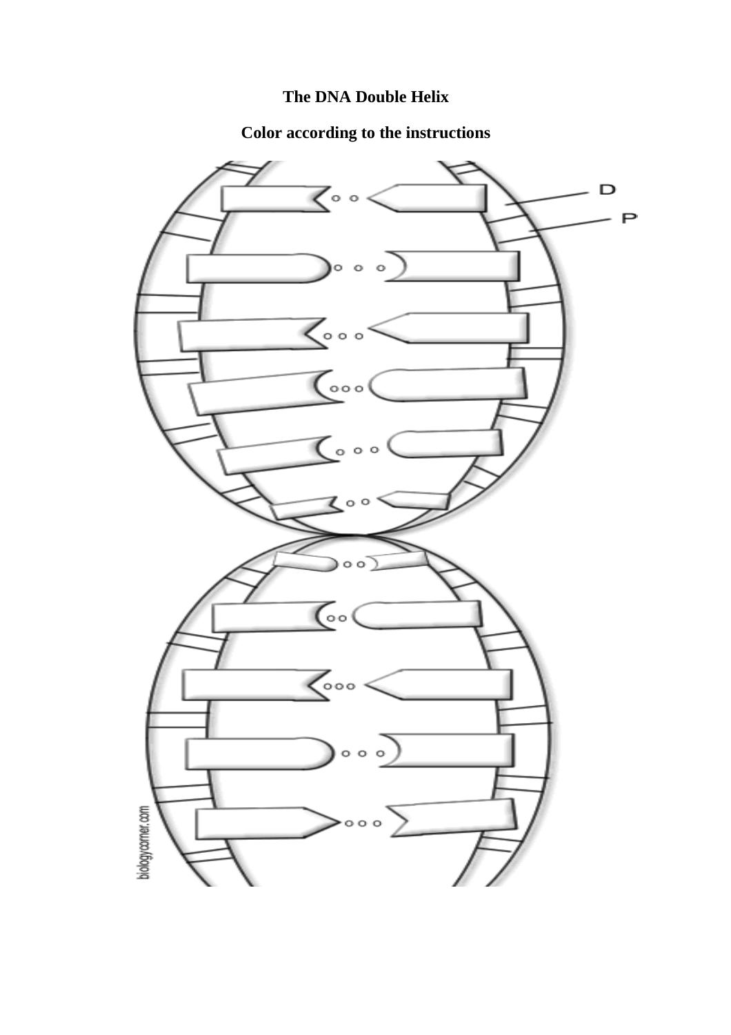**The DNA Double Helix**

**Color according to the instructions**

D

P

biologycorner.com